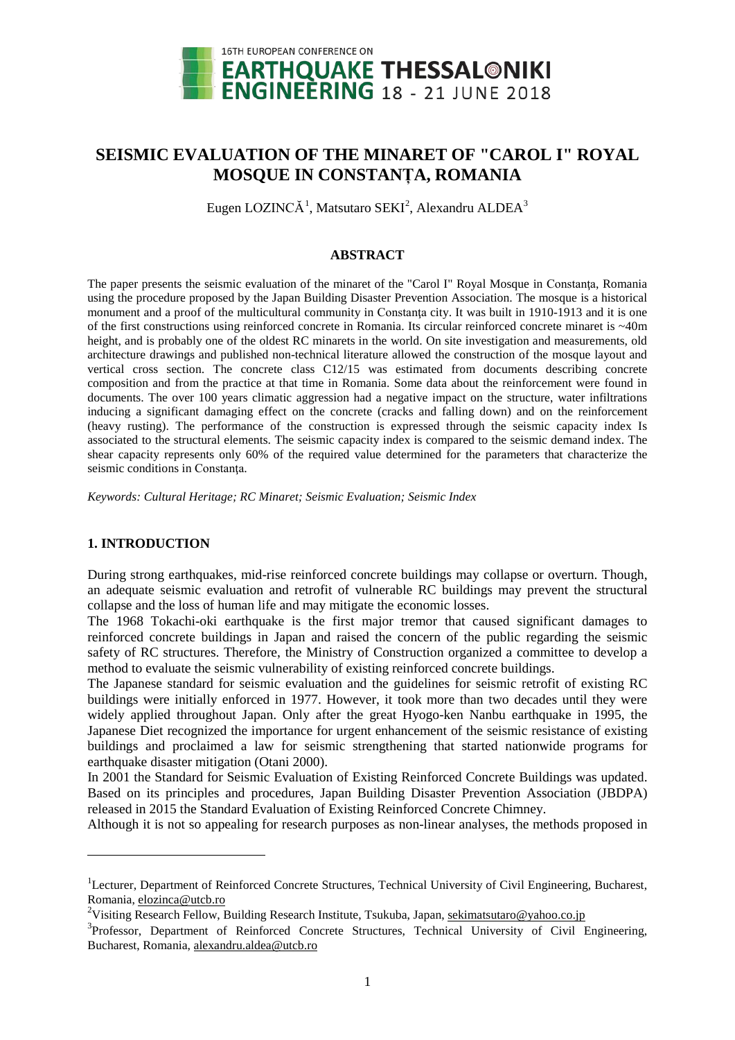# SEISMIC EVALUATION OF THE MINARET OF "CAROL I" ROYAL MOSQUE IN CONSTANȚA, ROMANIA

Eugen LOZINCĂ[1], Matsutaro SEKI[2], Alexandru ALDEA[3]

## ABSTRACT

The paper presents the seismic evaluation of the minaret of the "Carol I" Royal Mosque in Constanţa, Romania using the procedure proposed by the Japan Building Disaster Prevention Association. The mosque is a historical monument and a proof of the multicultural community in Constanţa city. It was built in 1910-1913 and it is one of the first constructions using reinforced concrete in Romania. Its circular reinforced concrete minaret is ~40m height, and is probably one of the oldest RC minarets in the world. On site investigation and measurements, old architecture drawings and published non-technical literature allowed the construction of the mosque layout and vertical cross section. The concrete class C12/15 was estimated from documents describing concrete composition and from the practice at that time in Romania. Some data about the reinforcement were found in documents. The over 100 years climatic aggression had a negative impact on the structure, water infiltrations inducing a significant damaging effect on the concrete (cracks and falling down) and on the reinforcement (heavy rusting). The performance of the construction is expressed through the seismic capacity index Is associated to the structural elements. The seismic capacity index is compared to the seismic demand index. The shear capacity represents only 60% of the required value determined for the parameters that characterize the seismic conditions in Constanţa.

*Keywords: Cultural Heritage; RC Minaret; Seismic Evaluation; Seismic Index*

## 1. INTRODUCTION

During strong earthquakes, mid-rise reinforced concrete buildings may collapse or overturn. Though, an adequate seismic evaluation and retrofit of vulnerable RC buildings may prevent the structural collapse and the loss of human life and may mitigate the economic losses.

The 1968 Tokachi-oki earthquake is the first major tremor that caused significant damages to reinforced concrete buildings in Japan and raised the concern of the public regarding the seismic safety of RC structures. Therefore, the Ministry of Construction organized a committee to develop a method to evaluate the seismic vulnerability of existing reinforced concrete buildings.

The Japanese standard for seismic evaluation and the guidelines for seismic retrofit of existing RC buildings were initially enforced in 1977. However, it took more than two decades until they were widely applied throughout Japan. Only after the great Hyogo-ken Nanbu earthquake in 1995, the Japanese Diet recognized the importance for urgent enhancement of the seismic resistance of existing buildings and proclaimed a law for seismic strengthening that started nationwide programs for earthquake disaster mitigation (Otani 2000).

In 2001 the Standard for Seismic Evaluation of Existing Reinforced Concrete Buildings was updated. Based on its principles and procedures, Japan Building Disaster Prevention Association (JBDPA) released in 2015 the Standard Evaluation of Existing Reinforced Concrete Chimney.

Although it is not so appealing for research purposes as non-linear analyses, the methods proposed in

---

[1]Lecturer, Department of Reinforced Concrete Structures, Technical University of Civil Engineering, Bucharest, Romania, elozinca@utcb.ro

[2]Visiting Research Fellow, Building Research Institute, Tsukuba, Japan, sekimatsutaro@yahoo.co.jp

[3]Professor, Department of Reinforced Concrete Structures, Technical University of Civil Engineering, Bucharest, Romania, alexandru.aldea@utcb.ro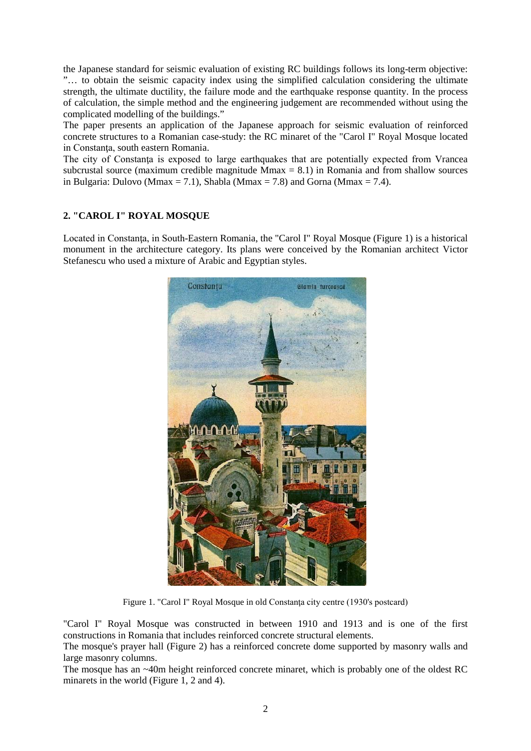the Japanese standard for seismic evaluation of existing RC buildings follows its long-term objective: "… to obtain the seismic capacity index using the simplified calculation considering the ultimate strength, the ultimate ductility, the failure mode and the earthquake response quantity. In the process of calculation, the simple method and the engineering judgement are recommended without using the complicated modelling of the buildings."

The paper presents an application of the Japanese approach for seismic evaluation of reinforced concrete structures to a Romanian case-study: the RC minaret of the "Carol I" Royal Mosque located in Constanţa, south eastern Romania.

The city of Constanţa is exposed to large earthquakes that are potentially expected from Vrancea subcrustal source (maximum credible magnitude Mmax = 8.1) in Romania and from shallow sources in Bulgaria: Dulovo (Mmax = 7.1), Shabla (Mmax = 7.8) and Gorna (Mmax = 7.4).

## 2. "CAROL I" ROYAL MOSQUE

Located in Constanţa, in South-Eastern Romania, the "Carol I" Royal Mosque (Figure 1) is a historical monument in the architecture category. Its plans were conceived by the Romanian architect Victor Stefanescu who used a mixture of Arabic and Egyptian styles.

Figure 1. "Carol I" Royal Mosque in old Constanţa city centre (1930's postcard)

"Carol I" Royal Mosque was constructed in between 1910 and 1913 and is one of the first constructions in Romania that includes reinforced concrete structural elements.

The mosque's prayer hall (Figure 2) has a reinforced concrete dome supported by masonry walls and large masonry columns.

The mosque has an ~40m height reinforced concrete minaret, which is probably one of the oldest RC minarets in the world (Figure 1, 2 and 4).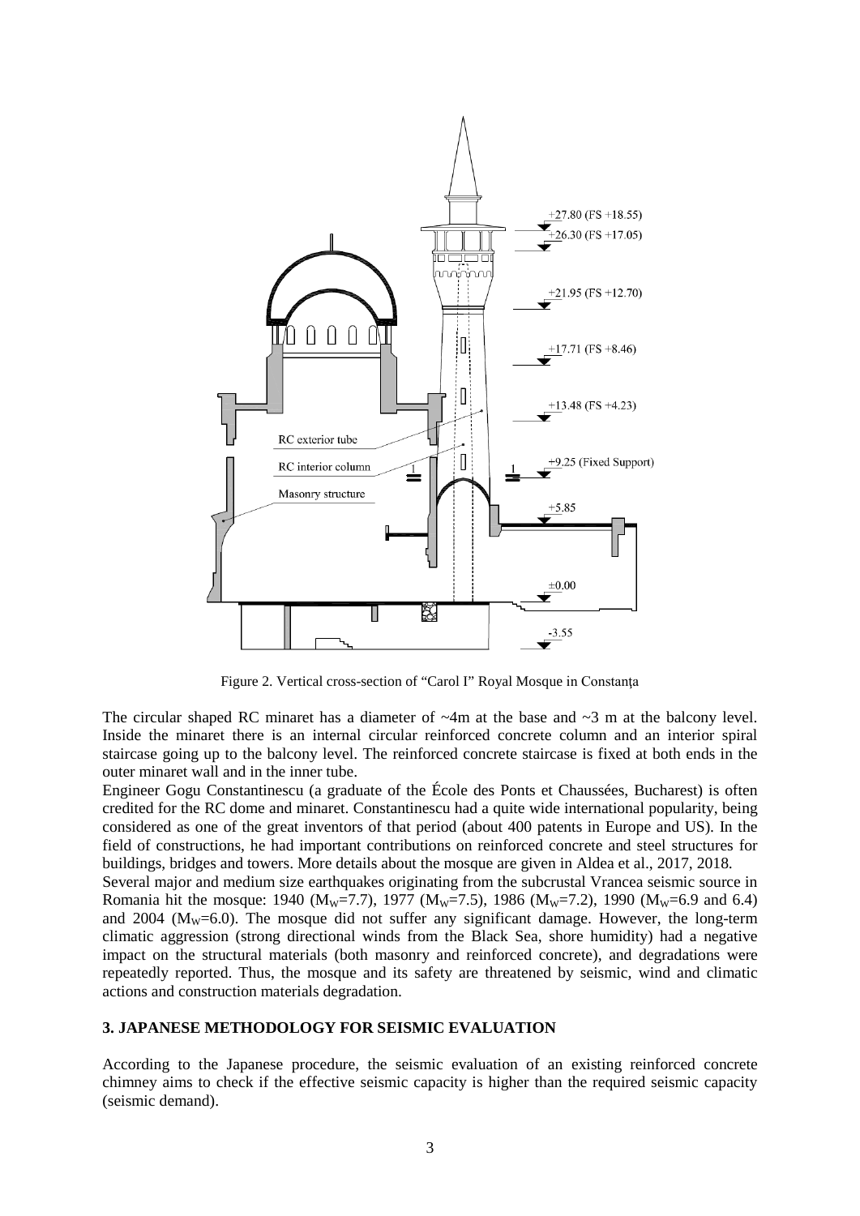Figure 2. Vertical cross-section of "Carol I" Royal Mosque in Constanța

The circular shaped RC minaret has a diameter of ~4m at the base and ~3 m at the balcony level. Inside the minaret there is an internal circular reinforced concrete column and an interior spiral staircase going up to the balcony level. The reinforced concrete staircase is fixed at both ends in the outer minaret wall and in the inner tube.

Engineer Gogu Constantinescu (a graduate of the École des Ponts et Chaussées, Bucharest) is often credited for the RC dome and minaret. Constantinescu had a quite wide international popularity, being considered as one of the great inventors of that period (about 400 patents in Europe and US). In the field of constructions, he had important contributions on reinforced concrete and steel structures for buildings, bridges and towers. More details about the mosque are given in Aldea et al., 2017, 2018.

Several major and medium size earthquakes originating from the subcrustal Vrancea seismic source in Romania hit the mosque: 1940 ($M_W$=7.7), 1977 ($M_W$=7.5), 1986 ($M_W$=7.2), 1990 ($M_W$=6.9 and 6.4) and 2004 ($M_W$=6.0). The mosque did not suffer any significant damage. However, the long-term climatic aggression (strong directional winds from the Black Sea, shore humidity) had a negative impact on the structural materials (both masonry and reinforced concrete), and degradations were repeatedly reported. Thus, the mosque and its safety are threatened by seismic, wind and climatic actions and construction materials degradation.

## 3. JAPANESE METHODOLOGY FOR SEISMIC EVALUATION

According to the Japanese procedure, the seismic evaluation of an existing reinforced concrete chimney aims to check if the effective seismic capacity is higher than the required seismic capacity (seismic demand).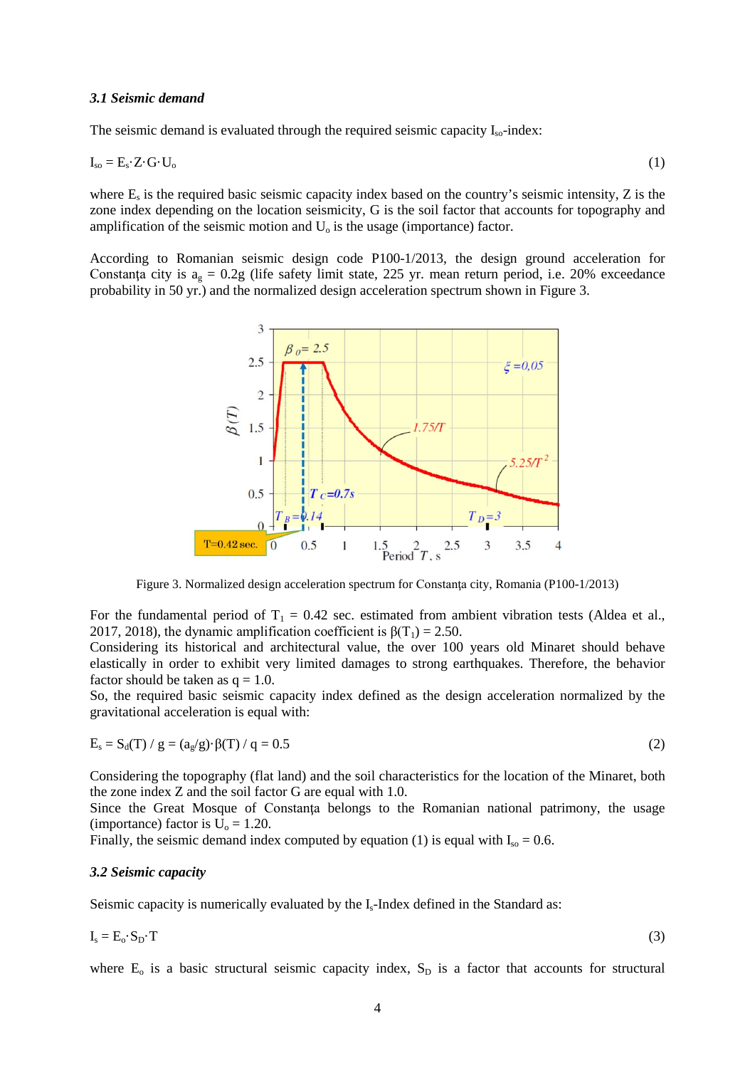### *3.1 Seismic demand*

The seismic demand is evaluated through the required seismic capacity $I_{so}$-index:

$$I_{so} = E_s \cdot Z \cdot G \cdot U_o \tag{1}$$

where $E_s$ is the required basic seismic capacity index based on the country's seismic intensity, Z is the zone index depending on the location seismicity, G is the soil factor that accounts for topography and amplification of the seismic motion and $U_o$ is the usage (importance) factor.

According to Romanian seismic design code P100-1/2013, the design ground acceleration for Constanța city is $a_g$ = 0.2g (life safety limit state, 225 yr. mean return period, i.e. 20% exceedance probability in 50 yr.) and the normalized design acceleration spectrum shown in Figure 3.

Figure 3. Normalized design acceleration spectrum for Constanța city, Romania (P100-1/2013)

For the fundamental period of $T_1$ = 0.42 sec. estimated from ambient vibration tests (Aldea et al., 2017, 2018), the dynamic amplification coefficient is $\beta(T_1) = 2.50$.
Considering its historical and architectural value, the over 100 years old Minaret should behave elastically in order to exhibit very limited damages to strong earthquakes. Therefore, the behavior factor should be taken as q = 1.0.
So, the required basic seismic capacity index defined as the design acceleration normalized by the gravitational acceleration is equal with:

$$E_s = S_d(T) / g = (a_g/g) \cdot \beta(T) / q = 0.5 \tag{2}$$

Considering the topography (flat land) and the soil characteristics for the location of the Minaret, both the zone index Z and the soil factor G are equal with 1.0.
Since the Great Mosque of Constanța belongs to the Romanian national patrimony, the usage (importance) factor is $U_o$ = 1.20.
Finally, the seismic demand index computed by equation (1) is equal with $I_{so}$ = 0.6.

### *3.2 Seismic capacity*

Seismic capacity is numerically evaluated by the $I_s$-Index defined in the Standard as:

$$I_s = E_o \cdot S_D \cdot T \tag{3}$$

where $E_o$ is a basic structural seismic capacity index, $S_D$ is a factor that accounts for structural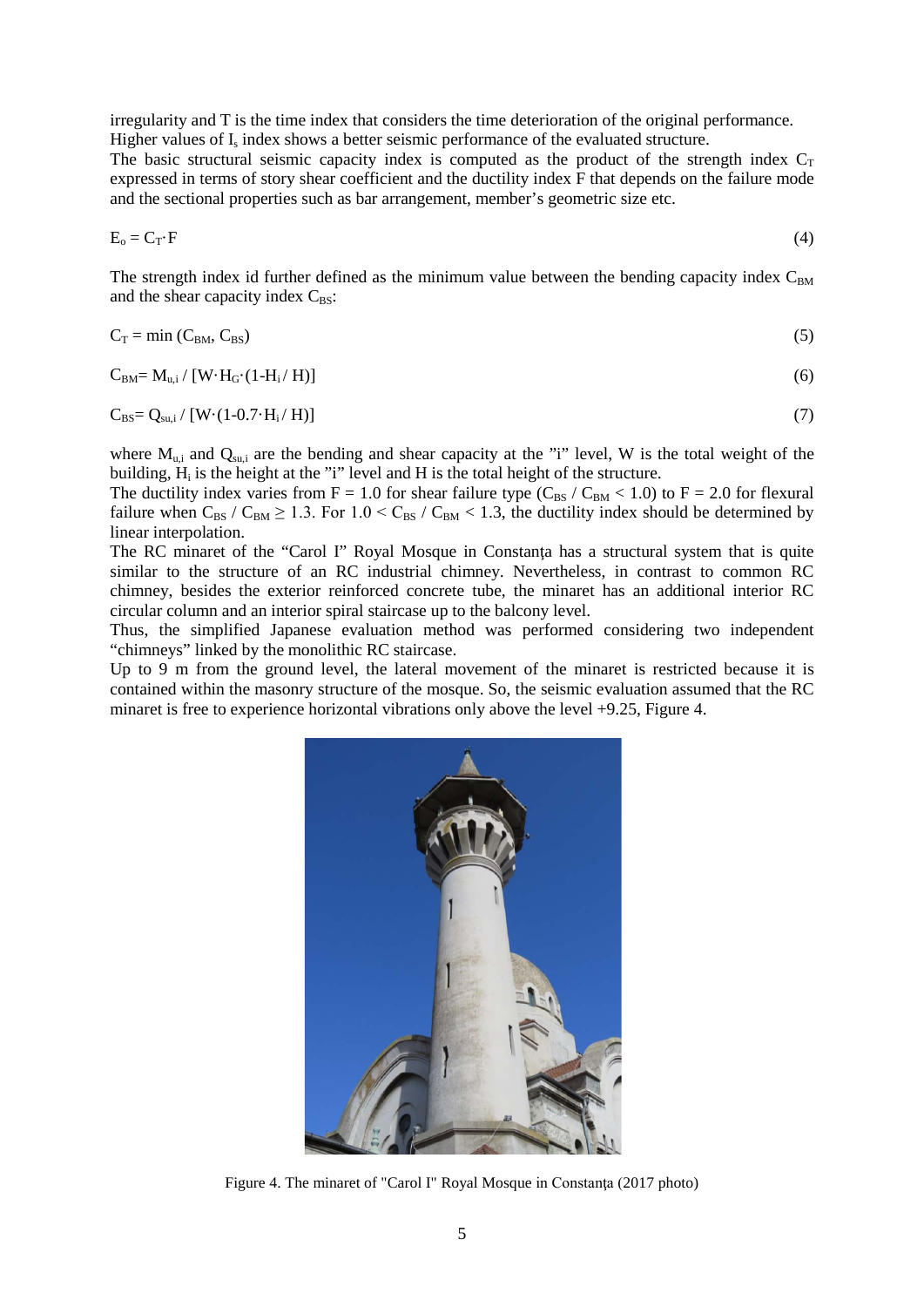irregularity and T is the time index that considers the time deterioration of the original performance. Higher values of $I_s$ index shows a better seismic performance of the evaluated structure.
The basic structural seismic capacity index is computed as the product of the strength index $C_T$ expressed in terms of story shear coefficient and the ductility index F that depends on the failure mode and the sectional properties such as bar arrangement, member's geometric size etc.

$$E_o = C_T \cdot F \tag{4}$$

The strength index id further defined as the minimum value between the bending capacity index $C_{BM}$ and the shear capacity index $C_{BS}$:

$$C_T = \min\left(C_{BM}, C_{BS}\right) \tag{5}$$

$$C_{BM} = M_{u,i} / \left[W \cdot H_G \cdot (1 - H_i / H)\right] \tag{6}$$

$$C_{BS} = Q_{su,i} / \left[W \cdot (1 - 0.7 \cdot H_i / H)\right] \tag{7}$$

where $M_{u,i}$ and $Q_{su,i}$ are the bending and shear capacity at the "i" level, W is the total weight of the building, $H_i$ is the height at the "i" level and H is the total height of the structure.
The ductility index varies from F = 1.0 for shear failure type ($C_{BS} / C_{BM} < 1.0$) to F = 2.0 for flexural failure when $C_{BS} / C_{BM} \geq 1.3$. For $1.0 < C_{BS} / C_{BM} < 1.3$, the ductility index should be determined by linear interpolation.
The RC minaret of the "Carol I" Royal Mosque in Constanța has a structural system that is quite similar to the structure of an RC industrial chimney. Nevertheless, in contrast to common RC chimney, besides the exterior reinforced concrete tube, the minaret has an additional interior RC circular column and an interior spiral staircase up to the balcony level.
Thus, the simplified Japanese evaluation method was performed considering two independent "chimneys" linked by the monolithic RC staircase.
Up to 9 m from the ground level, the lateral movement of the minaret is restricted because it is contained within the masonry structure of the mosque. So, the seismic evaluation assumed that the RC minaret is free to experience horizontal vibrations only above the level +9.25, Figure 4.

Figure 4. The minaret of "Carol I" Royal Mosque in Constanța (2017 photo)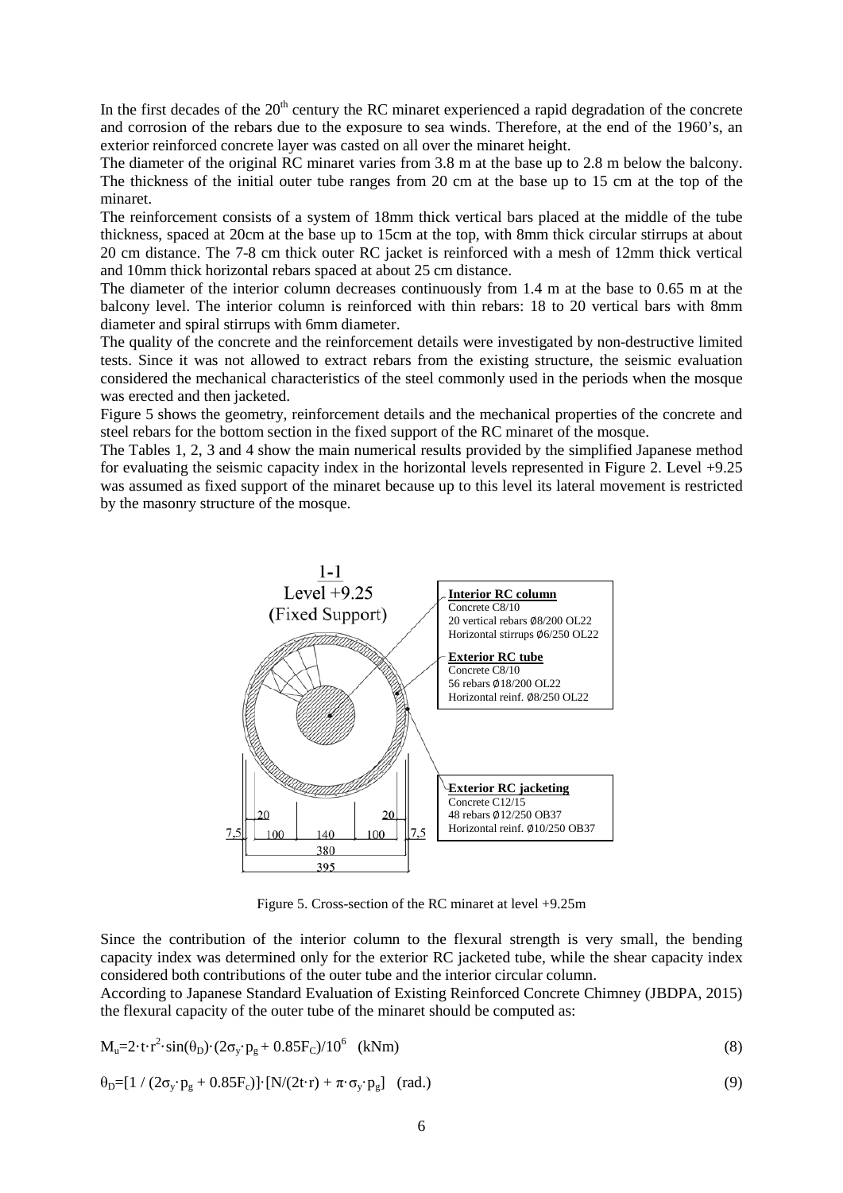In the first decades of the 20[th] century the RC minaret experienced a rapid degradation of the concrete and corrosion of the rebars due to the exposure to sea winds. Therefore, at the end of the 1960's, an exterior reinforced concrete layer was casted on all over the minaret height.

The diameter of the original RC minaret varies from 3.8 m at the base up to 2.8 m below the balcony. The thickness of the initial outer tube ranges from 20 cm at the base up to 15 cm at the top of the minaret.

The reinforcement consists of a system of 18mm thick vertical bars placed at the middle of the tube thickness, spaced at 20cm at the base up to 15cm at the top, with 8mm thick circular stirrups at about 20 cm distance. The 7-8 cm thick outer RC jacket is reinforced with a mesh of 12mm thick vertical and 10mm thick horizontal rebars spaced at about 25 cm distance.

The diameter of the interior column decreases continuously from 1.4 m at the base to 0.65 m at the balcony level. The interior column is reinforced with thin rebars: 18 to 20 vertical bars with 8mm diameter and spiral stirrups with 6mm diameter.

The quality of the concrete and the reinforcement details were investigated by non-destructive limited tests. Since it was not allowed to extract rebars from the existing structure, the seismic evaluation considered the mechanical characteristics of the steel commonly used in the periods when the mosque was erected and then jacketed.

Figure 5 shows the geometry, reinforcement details and the mechanical properties of the concrete and steel rebars for the bottom section in the fixed support of the RC minaret of the mosque.

The Tables 1, 2, 3 and 4 show the main numerical results provided by the simplified Japanese method for evaluating the seismic capacity index in the horizontal levels represented in Figure 2. Level +9.25 was assumed as fixed support of the minaret because up to this level its lateral movement is restricted by the masonry structure of the mosque.

1-1
Level +9.25
(Fixed Support)

**Interior RC column**
Concrete C8/10
20 vertical rebars Ø8/200 OL22
Horizontal stirrups Ø6/250 OL22

**Exterior RC tube**
Concrete C8/10
56 rebars Ø18/200 OL22
Horizontal reinf. Ø8/250 OL22

**Exterior RC jacketing**
Concrete C12/15
48 rebars Ø12/250 OB37
Horizontal reinf. Ø10/250 OB37

7,5 | 20 | 100 | 140 | 100 | 20 | 7,5 | 380 | 395

Figure 5. Cross-section of the RC minaret at level +9.25m

Since the contribution of the interior column to the flexural strength is very small, the bending capacity index was determined only for the exterior RC jacketed tube, while the shear capacity index considered both contributions of the outer tube and the interior circular column.

According to Japanese Standard Evaluation of Existing Reinforced Concrete Chimney (JBDPA, 2015) the flexural capacity of the outer tube of the minaret should be computed as:

$$M_u = 2 \cdot t \cdot r^2 \cdot \sin(\theta_D) \cdot (2\sigma_y \cdot p_g + 0.85F_C)/10^6 \quad \text{(kNm)} \tag{8}$$

$$\theta_D = [1 / (2\sigma_y \cdot p_g + 0.85F_c)] \cdot [N/(2t \cdot r) + \pi \cdot \sigma_y \cdot p_g] \quad \text{(rad.)} \tag{9}$$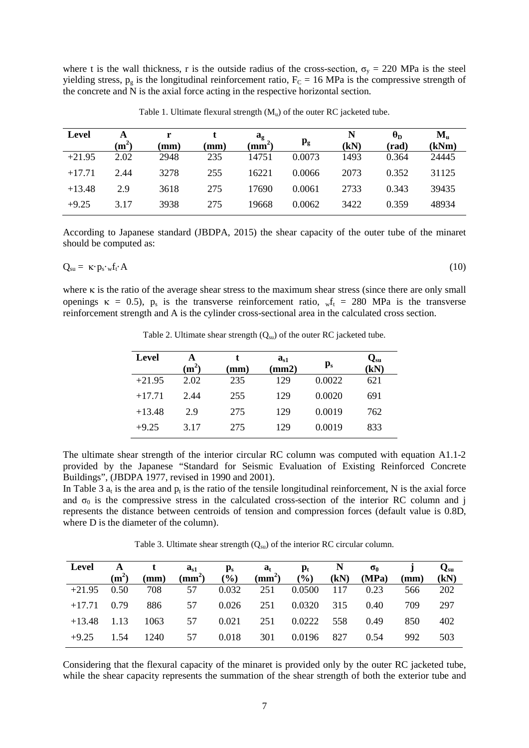where t is the wall thickness, r is the outside radius of the cross-section, $\sigma_y$ = 220 MPa is the steel yielding stress, $p_g$ is the longitudinal reinforcement ratio, $F_C$ = 16 MPa is the compressive strength of the concrete and N is the axial force acting in the respective horizontal section.

Table 1. Ultimate flexural strength ($M_u$) of the outer RC jacketed tube.

| Level | A ($m^2$) | r (mm) | t (mm) | $a_g$ ($mm^2$) | $p_g$ | N (kN) | $\theta_D$ (rad) | $M_u$ (kNm) |
|---|---|---|---|---|---|---|---|---|
| +21.95 | 2.02 | 2948 | 235 | 14751 | 0.0073 | 1493 | 0.364 | 24445 |
| +17.71 | 2.44 | 3278 | 255 | 16221 | 0.0066 | 2073 | 0.352 | 31125 |
| +13.48 | 2.9 | 3618 | 275 | 17690 | 0.0061 | 2733 | 0.343 | 39435 |
| +9.25 | 3.17 | 3938 | 275 | 19668 | 0.0062 | 3422 | 0.359 | 48934 |

According to Japanese standard (JBDPA, 2015) the shear capacity of the outer tube of the minaret should be computed as:

$$Q_{su} = \kappa \cdot p_s \cdot {}_w f_t \cdot A \tag{10}$$

where $\kappa$ is the ratio of the average shear stress to the maximum shear stress (since there are only small openings $\kappa$ = 0.5), $p_s$ is the transverse reinforcement ratio, ${}_w f_t$ = 280 MPa is the transverse reinforcement strength and A is the cylinder cross-sectional area in the calculated cross section.

Table 2. Ultimate shear strength ($Q_{su}$) of the outer RC jacketed tube.

| Level | A ($m^2$) | t (mm) | $a_{s1}$ (mm2) | $p_s$ | $Q_{su}$ (kN) |
|---|---|---|---|---|---|
| +21.95 | 2.02 | 235 | 129 | 0.0022 | 621 |
| +17.71 | 2.44 | 255 | 129 | 0.0020 | 691 |
| +13.48 | 2.9 | 275 | 129 | 0.0019 | 762 |
| +9.25 | 3.17 | 275 | 129 | 0.0019 | 833 |

The ultimate shear strength of the interior circular RC column was computed with equation A1.1-2 provided by the Japanese "Standard for Seismic Evaluation of Existing Reinforced Concrete Buildings", (JBDPA 1977, revised in 1990 and 2001).

In Table 3 $a_t$ is the area and $p_t$ is the ratio of the tensile longitudinal reinforcement, N is the axial force and $\sigma_0$ is the compressive stress in the calculated cross-section of the interior RC column and j represents the distance between centroids of tension and compression forces (default value is 0.8D, where D is the diameter of the column).

Table 3. Ultimate shear strength ($Q_{su}$) of the interior RC circular column.

| Level | A ($m^2$) | t (mm) | $a_{s1}$ ($mm^2$) | $p_s$ (%) | $a_t$ ($mm^2$) | $p_t$ (%) | N (kN) | $\sigma_0$ (MPa) | j (mm) | $Q_{su}$ (kN) |
|---|---|---|---|---|---|---|---|---|---|---|
| +21.95 | 0.50 | 708 | 57 | 0.032 | 251 | 0.0500 | 117 | 0.23 | 566 | 202 |
| +17.71 | 0.79 | 886 | 57 | 0.026 | 251 | 0.0320 | 315 | 0.40 | 709 | 297 |
| +13.48 | 1.13 | 1063 | 57 | 0.021 | 251 | 0.0222 | 558 | 0.49 | 850 | 402 |
| +9.25 | 1.54 | 1240 | 57 | 0.018 | 301 | 0.0196 | 827 | 0.54 | 992 | 503 |

Considering that the flexural capacity of the minaret is provided only by the outer RC jacketed tube, while the shear capacity represents the summation of the shear strength of both the exterior tube and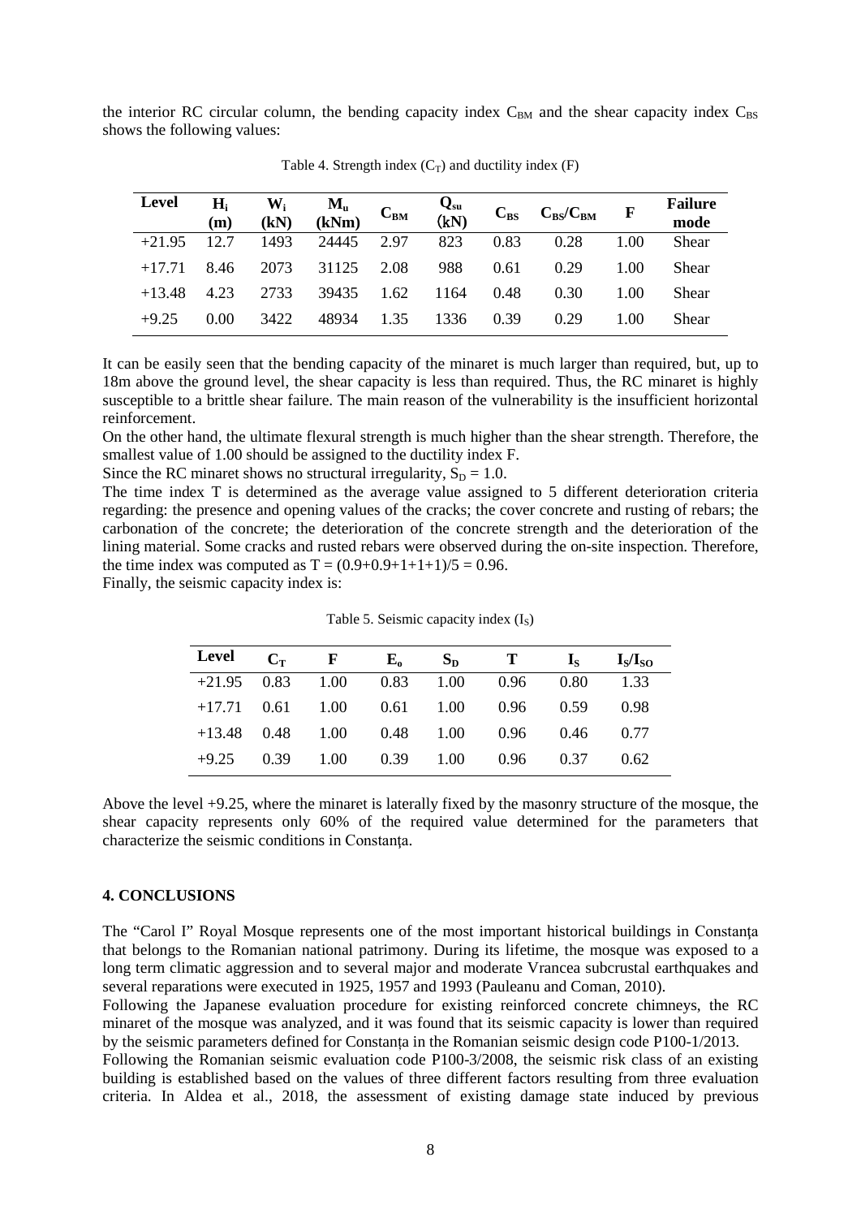the interior RC circular column, the bending capacity index $C_{BM}$ and the shear capacity index $C_{BS}$ shows the following values:

Table 4. Strength index ($C_T$) and ductility index (F)

| Level | $H_i$ (m) | $W_i$ (kN) | $M_u$ (kNm) | $C_{BM}$ | $Q_{su}$ (kN) | $C_{BS}$ | $C_{BS}/C_{BM}$ | F | Failure mode |
|---|---|---|---|---|---|---|---|---|---|
| +21.95 | 12.7 | 1493 | 24445 | 2.97 | 823 | 0.83 | 0.28 | 1.00 | Shear |
| +17.71 | 8.46 | 2073 | 31125 | 2.08 | 988 | 0.61 | 0.29 | 1.00 | Shear |
| +13.48 | 4.23 | 2733 | 39435 | 1.62 | 1164 | 0.48 | 0.30 | 1.00 | Shear |
| +9.25 | 0.00 | 3422 | 48934 | 1.35 | 1336 | 0.39 | 0.29 | 1.00 | Shear |

It can be easily seen that the bending capacity of the minaret is much larger than required, but, up to 18m above the ground level, the shear capacity is less than required. Thus, the RC minaret is highly susceptible to a brittle shear failure. The main reason of the vulnerability is the insufficient horizontal reinforcement.

On the other hand, the ultimate flexural strength is much higher than the shear strength. Therefore, the smallest value of 1.00 should be assigned to the ductility index F.

Since the RC minaret shows no structural irregularity, $S_D = 1.0$.

The time index T is determined as the average value assigned to 5 different deterioration criteria regarding: the presence and opening values of the cracks; the cover concrete and rusting of rebars; the carbonation of the concrete; the deterioration of the concrete strength and the deterioration of the lining material. Some cracks and rusted rebars were observed during the on-site inspection. Therefore, the time index was computed as $T = (0.9+0.9+1+1+1)/5 = 0.96$.

Finally, the seismic capacity index is:

Table 5. Seismic capacity index ($I_S$)

| Level | $C_T$ | F | $E_o$ | $S_D$ | T | $I_S$ | $I_S/I_{SO}$ |
|---|---|---|---|---|---|---|---|
| +21.95 | 0.83 | 1.00 | 0.83 | 1.00 | 0.96 | 0.80 | 1.33 |
| +17.71 | 0.61 | 1.00 | 0.61 | 1.00 | 0.96 | 0.59 | 0.98 |
| +13.48 | 0.48 | 1.00 | 0.48 | 1.00 | 0.96 | 0.46 | 0.77 |
| +9.25 | 0.39 | 1.00 | 0.39 | 1.00 | 0.96 | 0.37 | 0.62 |

Above the level +9.25, where the minaret is laterally fixed by the masonry structure of the mosque, the shear capacity represents only 60% of the required value determined for the parameters that characterize the seismic conditions in Constanța.

## 4. CONCLUSIONS

The "Carol I" Royal Mosque represents one of the most important historical buildings in Constanța that belongs to the Romanian national patrimony. During its lifetime, the mosque was exposed to a long term climatic aggression and to several major and moderate Vrancea subcrustal earthquakes and several reparations were executed in 1925, 1957 and 1993 (Pauleanu and Coman, 2010).

Following the Japanese evaluation procedure for existing reinforced concrete chimneys, the RC minaret of the mosque was analyzed, and it was found that its seismic capacity is lower than required by the seismic parameters defined for Constanța in the Romanian seismic design code P100-1/2013.

Following the Romanian seismic evaluation code P100-3/2008, the seismic risk class of an existing building is established based on the values of three different factors resulting from three evaluation criteria. In Aldea et al., 2018, the assessment of existing damage state induced by previous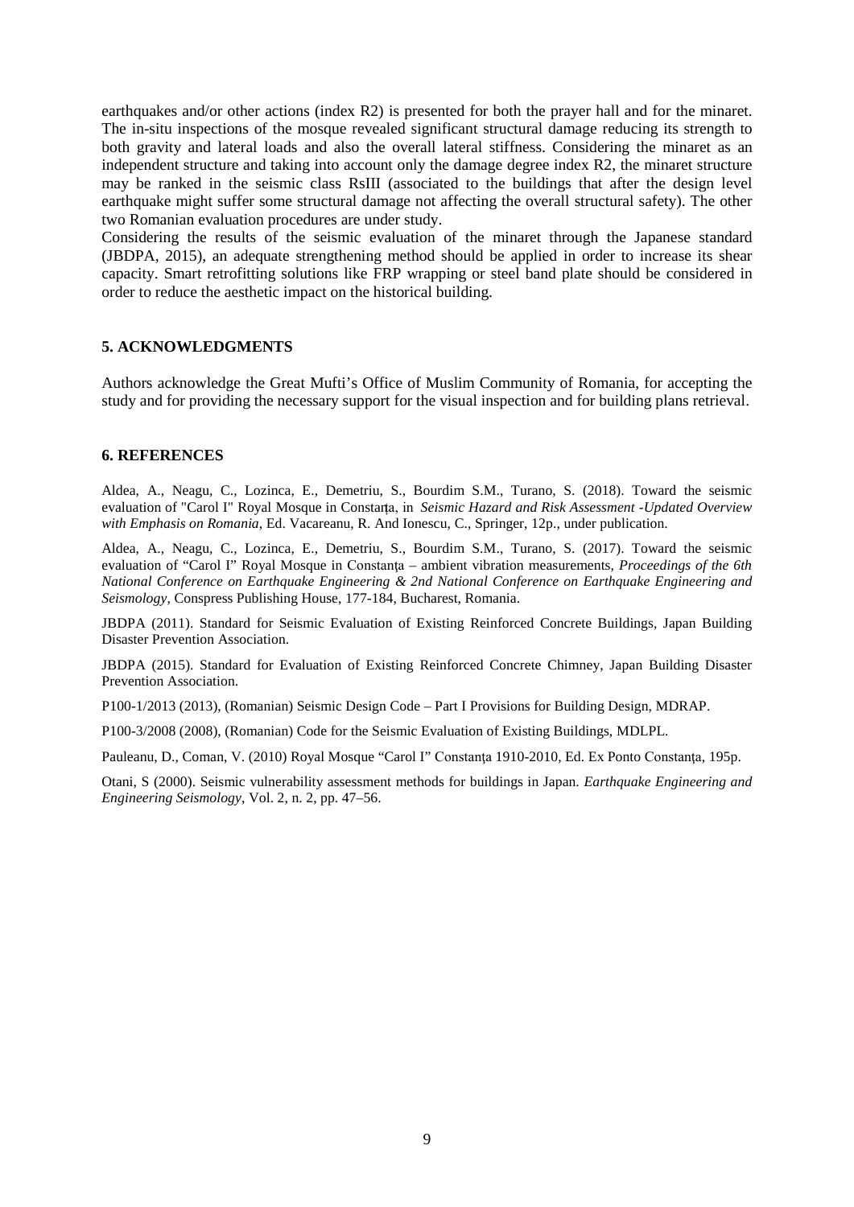earthquakes and/or other actions (index R2) is presented for both the prayer hall and for the minaret. The in-situ inspections of the mosque revealed significant structural damage reducing its strength to both gravity and lateral loads and also the overall lateral stiffness. Considering the minaret as an independent structure and taking into account only the damage degree index R2, the minaret structure may be ranked in the seismic class RsIII (associated to the buildings that after the design level earthquake might suffer some structural damage not affecting the overall structural safety). The other two Romanian evaluation procedures are under study.

Considering the results of the seismic evaluation of the minaret through the Japanese standard (JBDPA, 2015), an adequate strengthening method should be applied in order to increase its shear capacity. Smart retrofitting solutions like FRP wrapping or steel band plate should be considered in order to reduce the aesthetic impact on the historical building.

## 5. ACKNOWLEDGMENTS

Authors acknowledge the Great Mufti's Office of Muslim Community of Romania, for accepting the study and for providing the necessary support for the visual inspection and for building plans retrieval.

## 6. REFERENCES

Aldea, A., Neagu, C., Lozinca, E., Demetriu, S., Bourdim S.M., Turano, S. (2018). Toward the seismic evaluation of "Carol I" Royal Mosque in Constanța, in *Seismic Hazard and Risk Assessment -Updated Overview with Emphasis on Romania*, Ed. Vacareanu, R. And Ionescu, C., Springer, 12p., under publication.

Aldea, A., Neagu, C., Lozinca, E., Demetriu, S., Bourdim S.M., Turano, S. (2017). Toward the seismic evaluation of "Carol I" Royal Mosque in Constanța – ambient vibration measurements, *Proceedings of the 6th National Conference on Earthquake Engineering & 2nd National Conference on Earthquake Engineering and Seismology*, Conspress Publishing House, 177-184, Bucharest, Romania.

JBDPA (2011). Standard for Seismic Evaluation of Existing Reinforced Concrete Buildings, Japan Building Disaster Prevention Association.

JBDPA (2015). Standard for Evaluation of Existing Reinforced Concrete Chimney, Japan Building Disaster Prevention Association.

P100-1/2013 (2013), (Romanian) Seismic Design Code – Part I Provisions for Building Design, MDRAP.

P100-3/2008 (2008), (Romanian) Code for the Seismic Evaluation of Existing Buildings, MDLPL.

Pauleanu, D., Coman, V. (2010) Royal Mosque "Carol I" Constanța 1910-2010, Ed. Ex Ponto Constanța, 195p.

Otani, S (2000). Seismic vulnerability assessment methods for buildings in Japan. *Earthquake Engineering and Engineering Seismology*, Vol. 2, n. 2, pp. 47–56.